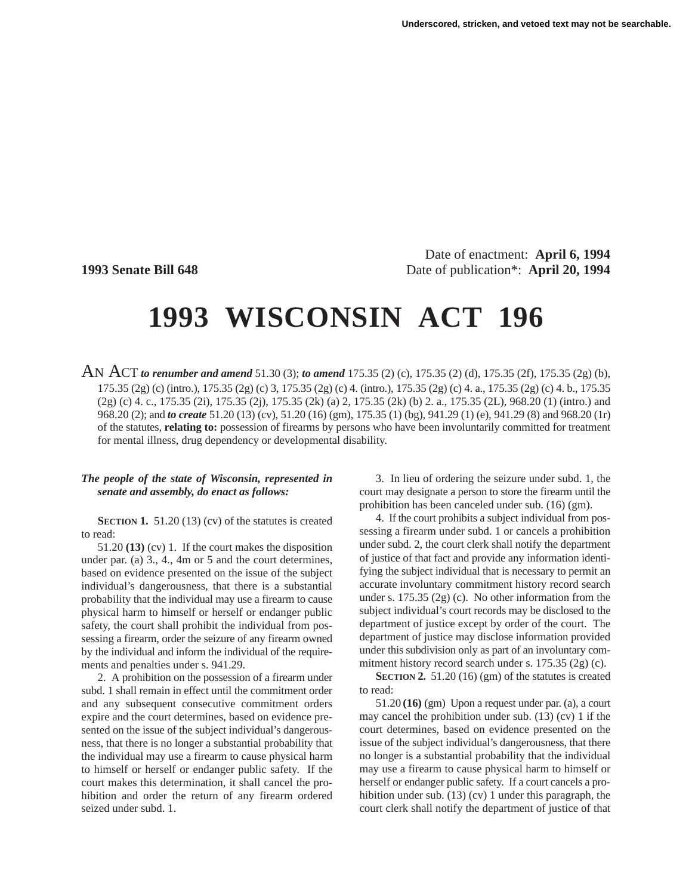Underscored, stricken, and vetoed text may not be searchable.

Date of enactment: **April 6, 1994**

**1993 Senate Bill 648** Date of publication*: **April 20, 1994**

# 1993 WISCONSIN ACT 196

AN ACT ***to renumber and amend*** 51.30 (3); ***to amend*** 175.35 (2) (c), 175.35 (2) (d), 175.35 (2f), 175.35 (2g) (b), 175.35 (2g) (c) (intro.), 175.35 (2g) (c) 3, 175.35 (2g) (c) 4. (intro.), 175.35 (2g) (c) 4. a., 175.35 (2g) (c) 4. b., 175.35 (2g) (c) 4. c., 175.35 (2i), 175.35 (2j), 175.35 (2k) (a) 2, 175.35 (2k) (b) 2. a., 175.35 (2L), 968.20 (1) (intro.) and 968.20 (2); and ***to create*** 51.20 (13) (cv), 51.20 (16) (gm), 175.35 (1) (bg), 941.29 (1) (e), 941.29 (8) and 968.20 (1r) of the statutes, **relating to:** possession of firearms by persons who have been involuntarily committed for treatment for mental illness, drug dependency or developmental disability.

***The people of the state of Wisconsin, represented in senate and assembly, do enact as follows:***

**SECTION 1.** 51.20 (13) (cv) of the statutes is created to read:

51.20 **(13)** (cv) 1. If the court makes the disposition under par. (a) 3., 4., 4m or 5 and the court determines, based on evidence presented on the issue of the subject individual's dangerousness, that there is a substantial probability that the individual may use a firearm to cause physical harm to himself or herself or endanger public safety, the court shall prohibit the individual from possessing a firearm, order the seizure of any firearm owned by the individual and inform the individual of the requirements and penalties under s. 941.29.

2. A prohibition on the possession of a firearm under subd. 1 shall remain in effect until the commitment order and any subsequent consecutive commitment orders expire and the court determines, based on evidence presented on the issue of the subject individual's dangerousness, that there is no longer a substantial probability that the individual may use a firearm to cause physical harm to himself or herself or endanger public safety. If the court makes this determination, it shall cancel the prohibition and order the return of any firearm ordered seized under subd. 1.

3. In lieu of ordering the seizure under subd. 1, the court may designate a person to store the firearm until the prohibition has been canceled under sub. (16) (gm).

4. If the court prohibits a subject individual from possessing a firearm under subd. 1 or cancels a prohibition under subd. 2, the court clerk shall notify the department of justice of that fact and provide any information identifying the subject individual that is necessary to permit an accurate involuntary commitment history record search under s. 175.35 (2g) (c). No other information from the subject individual's court records may be disclosed to the department of justice except by order of the court. The department of justice may disclose information provided under this subdivision only as part of an involuntary commitment history record search under s. 175.35 (2g) (c).

**SECTION 2.** 51.20 (16) (gm) of the statutes is created to read:

51.20 **(16)** (gm) Upon a request under par. (a), a court may cancel the prohibition under sub. (13) (cv) 1 if the court determines, based on evidence presented on the issue of the subject individual's dangerousness, that there no longer is a substantial probability that the individual may use a firearm to cause physical harm to himself or herself or endanger public safety. If a court cancels a prohibition under sub. (13) (cv) 1 under this paragraph, the court clerk shall notify the department of justice of that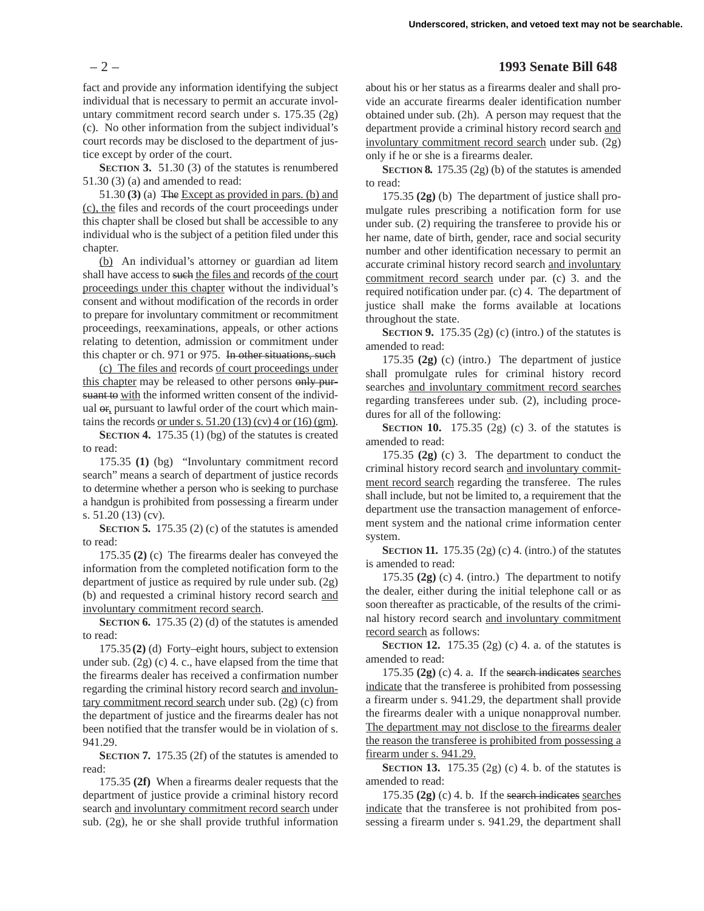fact and provide any information identifying the subject individual that is necessary to permit an accurate involuntary commitment record search under s. 175.35 (2g) (c). No other information from the subject individual's court records may be disclosed to the department of justice except by order of the court.

**SECTION 3.** 51.30 (3) of the statutes is renumbered 51.30 (3) (a) and amended to read:

51.30 **(3)** (a) ~~The~~ Except as provided in pars. (b) and (c), the files and records of the court proceedings under this chapter shall be closed but shall be accessible to any individual who is the subject of a petition filed under this chapter.

(b) An individual's attorney or guardian ad litem shall have access to ~~such~~ the files and records of the court proceedings under this chapter without the individual's consent and without modification of the records in order to prepare for involuntary commitment or recommitment proceedings, reexaminations, appeals, or other actions relating to detention, admission or commitment under this chapter or ch. 971 or 975. ~~In other situations, such~~

(c) The files and records of court proceedings under this chapter may be released to other persons ~~only pursuant to~~ with the informed written consent of the individual ~~or~~, pursuant to lawful order of the court which maintains the records or under s. 51.20 (13) (cv) 4 or (16) (gm).

**SECTION 4.** 175.35 (1) (bg) of the statutes is created to read:

175.35 **(1)** (bg) "Involuntary commitment record search" means a search of department of justice records to determine whether a person who is seeking to purchase a handgun is prohibited from possessing a firearm under s. 51.20 (13) (cv).

**SECTION 5.** 175.35 (2) (c) of the statutes is amended to read:

175.35 **(2)** (c) The firearms dealer has conveyed the information from the completed notification form to the department of justice as required by rule under sub. (2g) (b) and requested a criminal history record search and involuntary commitment record search.

**SECTION 6.** 175.35 (2) (d) of the statutes is amended to read:

175.35 **(2)** (d) Forty–eight hours, subject to extension under sub. (2g) (c) 4. c., have elapsed from the time that the firearms dealer has received a confirmation number regarding the criminal history record search and involuntary commitment record search under sub. (2g) (c) from the department of justice and the firearms dealer has not been notified that the transfer would be in violation of s. 941.29.

**SECTION 7.** 175.35 (2f) of the statutes is amended to read:

175.35 **(2f)** When a firearms dealer requests that the department of justice provide a criminal history record search and involuntary commitment record search under sub. (2g), he or she shall provide truthful information about his or her status as a firearms dealer and shall provide an accurate firearms dealer identification number obtained under sub. (2h). A person may request that the department provide a criminal history record search and involuntary commitment record search under sub. (2g) only if he or she is a firearms dealer.

**SECTION 8.** 175.35 (2g) (b) of the statutes is amended to read:

175.35 **(2g)** (b) The department of justice shall promulgate rules prescribing a notification form for use under sub. (2) requiring the transferee to provide his or her name, date of birth, gender, race and social security number and other identification necessary to permit an accurate criminal history record search and involuntary commitment record search under par. (c) 3. and the required notification under par. (c) 4. The department of justice shall make the forms available at locations throughout the state.

**SECTION 9.** 175.35 (2g) (c) (intro.) of the statutes is amended to read:

175.35 **(2g)** (c) (intro.) The department of justice shall promulgate rules for criminal history record searches and involuntary commitment record searches regarding transferees under sub. (2), including procedures for all of the following:

**SECTION 10.** 175.35 (2g) (c) 3. of the statutes is amended to read:

175.35 **(2g)** (c) 3. The department to conduct the criminal history record search and involuntary commitment record search regarding the transferee. The rules shall include, but not be limited to, a requirement that the department use the transaction management of enforcement system and the national crime information center system.

**SECTION 11.** 175.35 (2g) (c) 4. (intro.) of the statutes is amended to read:

175.35 **(2g)** (c) 4. (intro.) The department to notify the dealer, either during the initial telephone call or as soon thereafter as practicable, of the results of the criminal history record search and involuntary commitment record search as follows:

**SECTION 12.** 175.35 (2g) (c) 4. a. of the statutes is amended to read:

175.35 **(2g)** (c) 4. a. If the ~~search indicates~~ searches indicate that the transferee is prohibited from possessing a firearm under s. 941.29, the department shall provide the firearms dealer with a unique nonapproval number. The department may not disclose to the firearms dealer the reason the transferee is prohibited from possessing a firearm under s. 941.29.

**SECTION 13.** 175.35 (2g) (c) 4. b. of the statutes is amended to read:

175.35 **(2g)** (c) 4. b. If the ~~search indicates~~ searches indicate that the transferee is not prohibited from possessing a firearm under s. 941.29, the department shall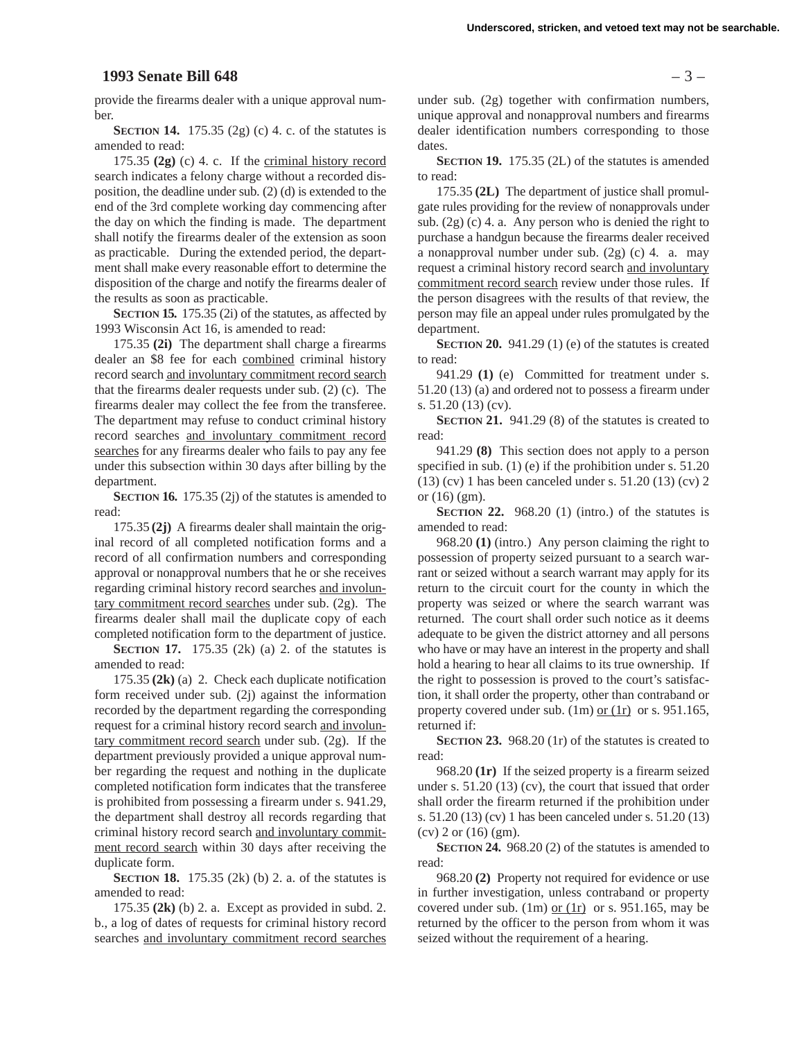provide the firearms dealer with a unique approval number.

**SECTION 14.** 175.35 (2g) (c) 4. c. of the statutes is amended to read:

175.35 **(2g)** (c) 4. c. If the <u>criminal history record</u> search indicates a felony charge without a recorded disposition, the deadline under sub. (2) (d) is extended to the end of the 3rd complete working day commencing after the day on which the finding is made. The department shall notify the firearms dealer of the extension as soon as practicable. During the extended period, the department shall make every reasonable effort to determine the disposition of the charge and notify the firearms dealer of the results as soon as practicable.

**SECTION 15.** 175.35 (2i) of the statutes, as affected by 1993 Wisconsin Act 16, is amended to read:

175.35 **(2i)** The department shall charge a firearms dealer an $8 fee for each <u>combined</u> criminal history record search <u>and involuntary commitment record search</u> that the firearms dealer requests under sub. (2) (c). The firearms dealer may collect the fee from the transferee. The department may refuse to conduct criminal history record searches <u>and involuntary commitment record searches</u> for any firearms dealer who fails to pay any fee under this subsection within 30 days after billing by the department.

**SECTION 16.** 175.35 (2j) of the statutes is amended to read:

175.35 **(2j)** A firearms dealer shall maintain the original record of all completed notification forms and a record of all confirmation numbers and corresponding approval or nonapproval numbers that he or she receives regarding criminal history record searches <u>and involuntary commitment record searches</u> under sub. (2g). The firearms dealer shall mail the duplicate copy of each completed notification form to the department of justice.

**SECTION 17.** 175.35 (2k) (a) 2. of the statutes is amended to read:

175.35 **(2k)** (a) 2. Check each duplicate notification form received under sub. (2j) against the information recorded by the department regarding the corresponding request for a criminal history record search <u>and involuntary commitment record search</u> under sub. (2g). If the department previously provided a unique approval number regarding the request and nothing in the duplicate completed notification form indicates that the transferee is prohibited from possessing a firearm under s. 941.29, the department shall destroy all records regarding that criminal history record search <u>and involuntary commitment record search</u> within 30 days after receiving the duplicate form.

**SECTION 18.** 175.35 (2k) (b) 2. a. of the statutes is amended to read:

175.35 **(2k)** (b) 2. a. Except as provided in subd. 2. b., a log of dates of requests for criminal history record searches <u>and involuntary commitment record searches</u> under sub. (2g) together with confirmation numbers, unique approval and nonapproval numbers and firearms dealer identification numbers corresponding to those dates.

**SECTION 19.** 175.35 (2L) of the statutes is amended to read:

175.35 **(2L)** The department of justice shall promulgate rules providing for the review of nonapprovals under sub. (2g) (c) 4. a. Any person who is denied the right to purchase a handgun because the firearms dealer received a nonapproval number under sub. (2g) (c) 4. a. may request a criminal history record search <u>and involuntary commitment record search</u> review under those rules. If the person disagrees with the results of that review, the person may file an appeal under rules promulgated by the department.

**SECTION 20.** 941.29 (1) (e) of the statutes is created to read:

941.29 **(1)** (e) Committed for treatment under s. 51.20 (13) (a) and ordered not to possess a firearm under s. 51.20 (13) (cv).

**SECTION 21.** 941.29 (8) of the statutes is created to read:

941.29 **(8)** This section does not apply to a person specified in sub. (1) (e) if the prohibition under s. 51.20 (13) (cv) 1 has been canceled under s. 51.20 (13) (cv) 2 or (16) (gm).

**SECTION 22.** 968.20 (1) (intro.) of the statutes is amended to read:

968.20 **(1)** (intro.) Any person claiming the right to possession of property seized pursuant to a search warrant or seized without a search warrant may apply for its return to the circuit court for the county in which the property was seized or where the search warrant was returned. The court shall order such notice as it deems adequate to be given the district attorney and all persons who have or may have an interest in the property and shall hold a hearing to hear all claims to its true ownership. If the right to possession is proved to the court's satisfaction, it shall order the property, other than contraband or property covered under sub. (1m) <u>or (1r)</u> or s. 951.165, returned if:

**SECTION 23.** 968.20 (1r) of the statutes is created to read:

968.20 **(1r)** If the seized property is a firearm seized under s. 51.20 (13) (cv), the court that issued that order shall order the firearm returned if the prohibition under s. 51.20 (13) (cv) 1 has been canceled under s. 51.20 (13) (cv) 2 or (16) (gm).

**SECTION 24.** 968.20 (2) of the statutes is amended to read:

968.20 **(2)** Property not required for evidence or use in further investigation, unless contraband or property covered under sub. (1m) <u>or (1r)</u> or s. 951.165, may be returned by the officer to the person from whom it was seized without the requirement of a hearing.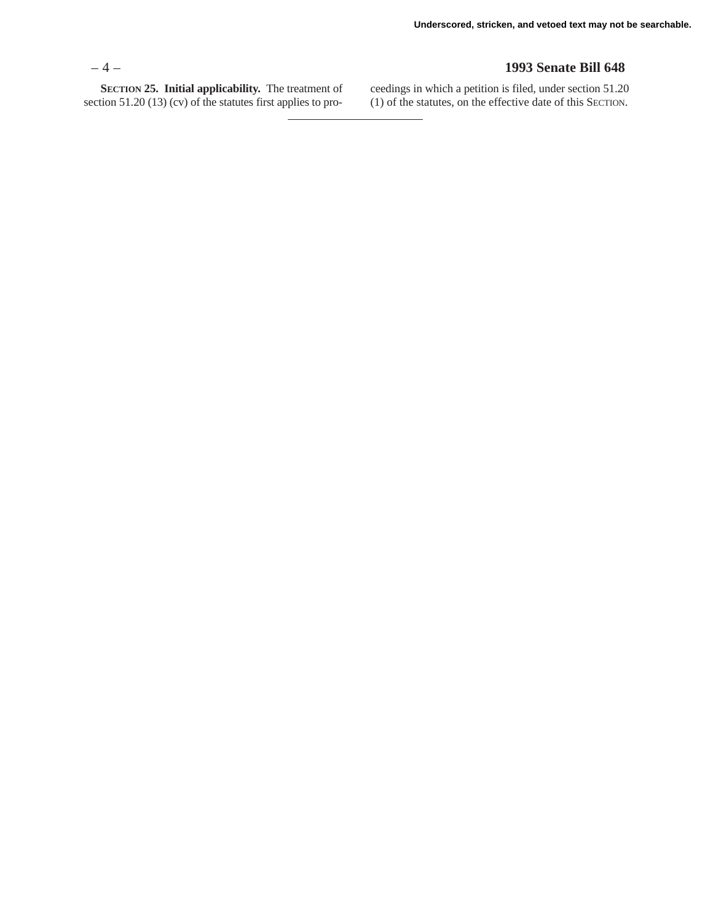**SECTION 25. Initial applicability.** The treatment of section 51.20 (13) (cv) of the statutes first applies to proceedings in which a petition is filed, under section 51.20 (1) of the statutes, on the effective date of this SECTION.